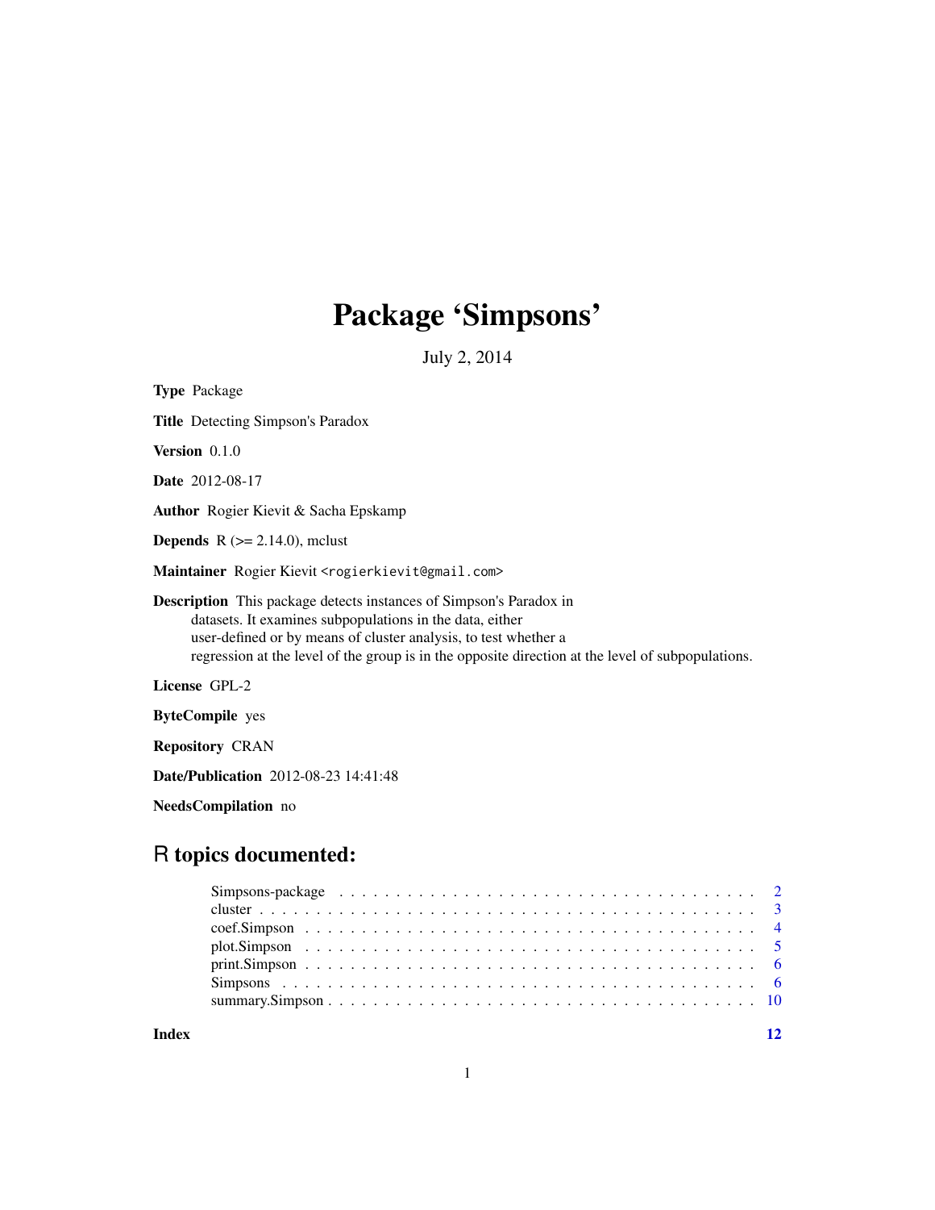# Package 'Simpsons'

July 2, 2014

**Type** Package

**Title** Detecting Simpson's Paradox

**Version** 0.1.0

**Date** 2012-08-17

**Author** Rogier Kievit & Sacha Epskamp

**Depends** R (>= 2.14.0), mclust

**Maintainer** Rogier Kievit <rogierkievit@gmail.com>

**Description** This package detects instances of Simpson's Paradox in datasets. It examines subpopulations in the data, either user-defined or by means of cluster analysis, to test whether a regression at the level of the group is in the opposite direction at the level of subpopulations.

**License** GPL-2

**ByteCompile** yes

**Repository** CRAN

**Date/Publication** 2012-08-23 14:41:48

**NeedsCompilation** no

## R topics documented:

| | |
|---|---|
| Simpsons-package | 2 |
| cluster | 3 |
| coef.Simpson | 4 |
| plot.Simpson | 5 |
| print.Simpson | 6 |
| Simpsons | 6 |
| summary.Simpson | 10 |
| **Index** | **12** |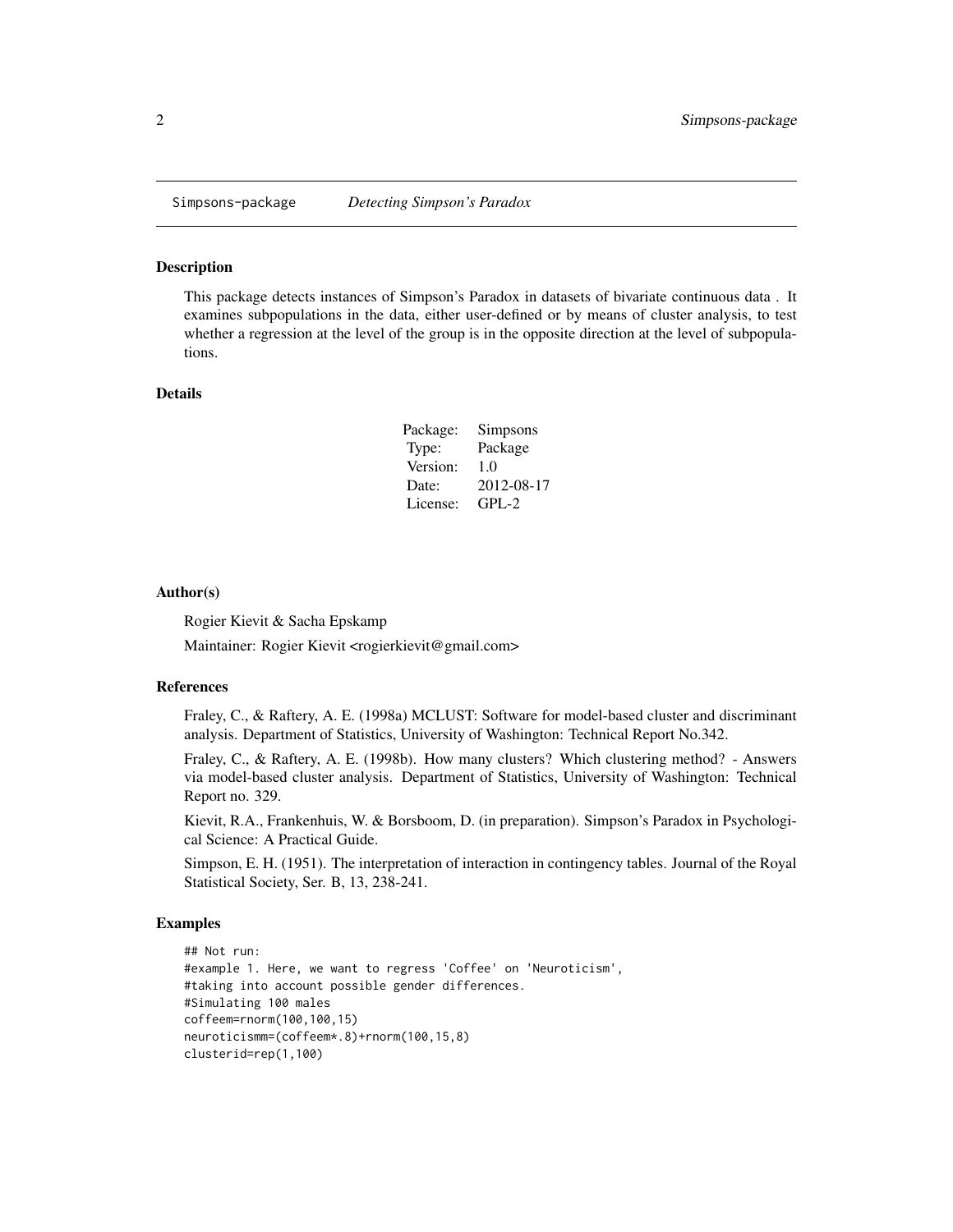Simpsons-package *Detecting Simpson's Paradox*

## Description

This package detects instances of Simpson's Paradox in datasets of bivariate continuous data . It examines subpopulations in the data, either user-defined or by means of cluster analysis, to test whether a regression at the level of the group is in the opposite direction at the level of subpopulations.

## Details

| | |
|---|---|
| Package: | Simpsons |
| Type: | Package |
| Version: | 1.0 |
| Date: | 2012-08-17 |
| License: | GPL-2 |

## Author(s)

Rogier Kievit & Sacha Epskamp

Maintainer: Rogier Kievit <rogierkievit@gmail.com>

## References

Fraley, C., & Raftery, A. E. (1998a) MCLUST: Software for model-based cluster and discriminant analysis. Department of Statistics, University of Washington: Technical Report No.342.

Fraley, C., & Raftery, A. E. (1998b). How many clusters? Which clustering method? - Answers via model-based cluster analysis. Department of Statistics, University of Washington: Technical Report no. 329.

Kievit, R.A., Frankenhuis, W. & Borsboom, D. (in preparation). Simpson's Paradox in Psychological Science: A Practical Guide.

Simpson, E. H. (1951). The interpretation of interaction in contingency tables. Journal of the Royal Statistical Society, Ser. B, 13, 238-241.

## Examples

```
## Not run:
#example 1. Here, we want to regress 'Coffee' on 'Neuroticism',
#taking into account possible gender differences.
#Simulating 100 males
coffeem=rnorm(100,100,15)
neuroticismm=(coffeem*.8)+rnorm(100,15,8)
clusterid=rep(1,100)
```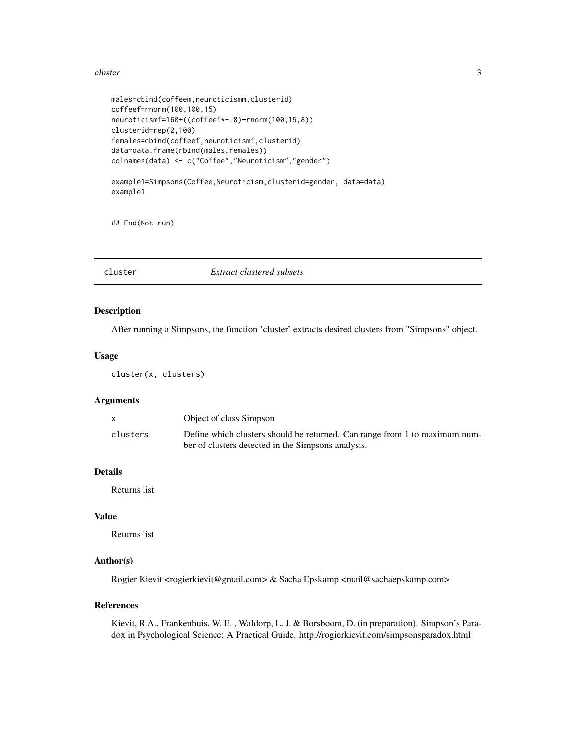```
males=cbind(coffeem,neuroticismm,clusterid)
coffeef=rnorm(100,100,15)
neuroticismf=160+((coffeef*-.8)+rnorm(100,15,8))
clusterid=rep(2,100)
females=cbind(coffeef,neuroticismf,clusterid)
data=data.frame(rbind(males,females))
colnames(data) <- c("Coffee","Neuroticism","gender")

example1=Simpsons(Coffee,Neuroticism,clusterid=gender, data=data)
example1

## End(Not run)
```

---

## cluster *Extract clustered subsets*

### Description

After running a Simpsons, the function 'cluster' extracts desired clusters from "Simpsons" object.

### Usage

```
cluster(x, clusters)
```

### Arguments

| | |
|---|---|
| x | Object of class Simpson |
| clusters | Define which clusters should be returned. Can range from 1 to maximum number of clusters detected in the Simpsons analysis. |

### Details

Returns list

### Value

Returns list

### Author(s)

Rogier Kievit <rogierkievit@gmail.com> & Sacha Epskamp <mail@sachaepskamp.com>

### References

Kievit, R.A., Frankenhuis, W. E. , Waldorp, L. J. & Borsboom, D. (in preparation). Simpson's Paradox in Psychological Science: A Practical Guide. http://rogierkievit.com/simpsonsparadox.html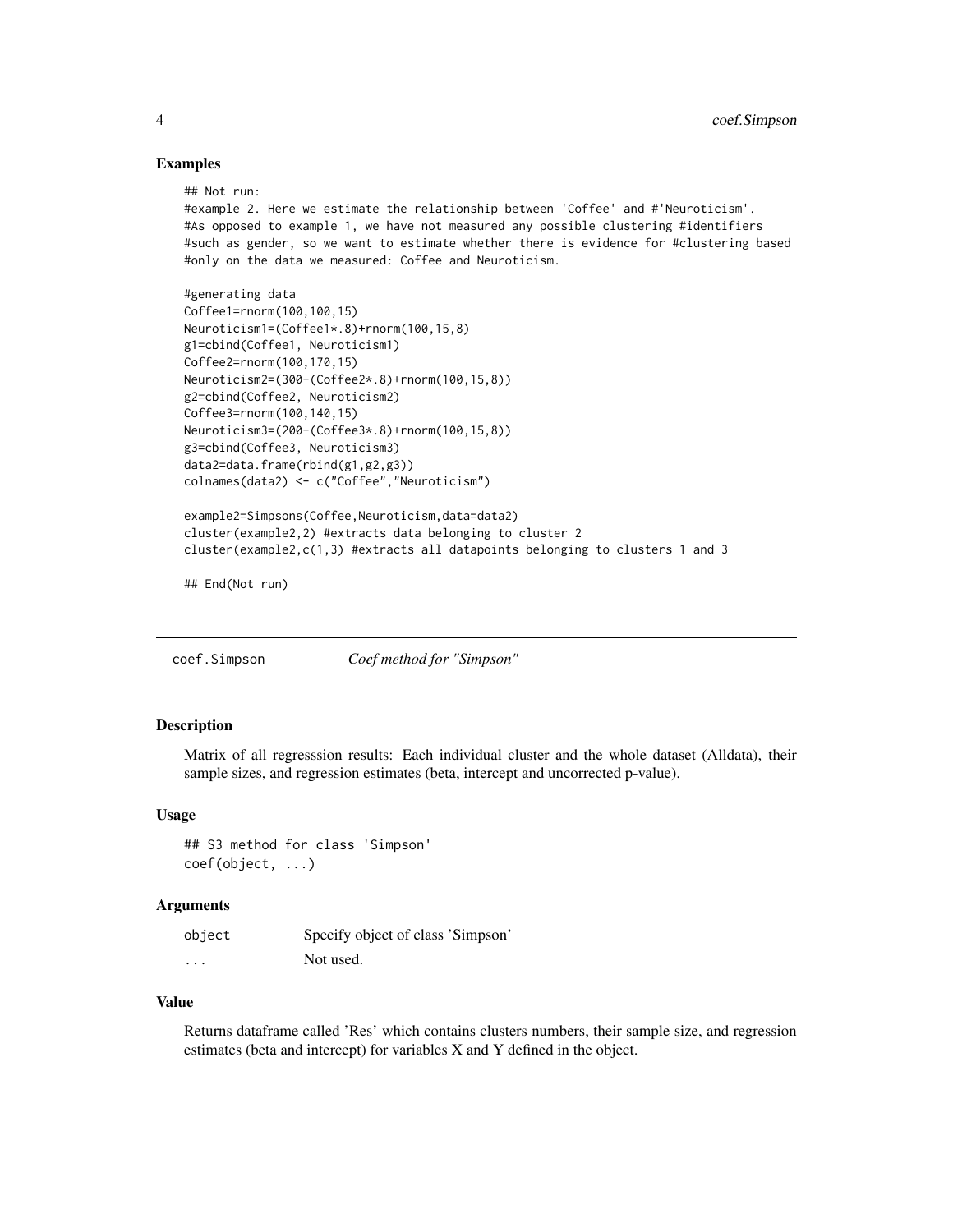### Examples

```
## Not run:
#example 2. Here we estimate the relationship between 'Coffee' and #'Neuroticism'.
#As opposed to example 1, we have not measured any possible clustering #identifiers
#such as gender, so we want to estimate whether there is evidence for #clustering based
#only on the data we measured: Coffee and Neuroticism.

#generating data
Coffee1=rnorm(100,100,15)
Neuroticism1=(Coffee1*.8)+rnorm(100,15,8)
g1=cbind(Coffee1, Neuroticism1)
Coffee2=rnorm(100,170,15)
Neuroticism2=(300-(Coffee2*.8)+rnorm(100,15,8))
g2=cbind(Coffee2, Neuroticism2)
Coffee3=rnorm(100,140,15)
Neuroticism3=(200-(Coffee3*.8)+rnorm(100,15,8))
g3=cbind(Coffee3, Neuroticism3)
data2=data.frame(rbind(g1,g2,g3))
colnames(data2) <- c("Coffee","Neuroticism")

example2=Simpsons(Coffee,Neuroticism,data=data2)
cluster(example2,2) #extracts data belonging to cluster 2
cluster(example2,c(1,3) #extracts all datapoints belonging to clusters 1 and 3

## End(Not run)
```

---

## coef.Simpson *Coef method for "Simpson"*

### Description

Matrix of all regresssion results: Each individual cluster and the whole dataset (Alldata), their sample sizes, and regression estimates (beta, intercept and uncorrected p-value).

### Usage

```
## S3 method for class 'Simpson'
coef(object, ...)
```

### Arguments

| | |
|---|---|
| object | Specify object of class 'Simpson' |
| ... | Not used. |

### Value

Returns dataframe called 'Res' which contains clusters numbers, their sample size, and regression estimates (beta and intercept) for variables X and Y defined in the object.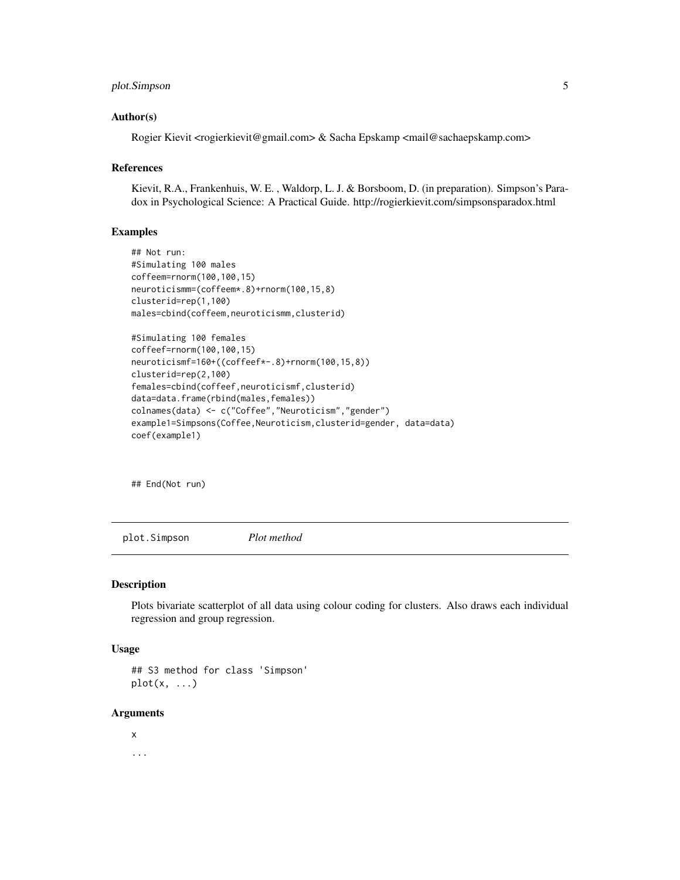### Author(s)

Rogier Kievit <rogierkievit@gmail.com> & Sacha Epskamp <mail@sachaepskamp.com>

### References

Kievit, R.A., Frankenhuis, W. E. , Waldorp, L. J. & Borsboom, D. (in preparation). Simpson's Paradox in Psychological Science: A Practical Guide. http://rogierkievit.com/simpsonsparadox.html

### Examples

```
## Not run:
#Simulating 100 males
coffeem=rnorm(100,100,15)
neuroticismm=(coffeem*.8)+rnorm(100,15,8)
clusterid=rep(1,100)
males=cbind(coffeem,neuroticismm,clusterid)

#Simulating 100 females
coffeef=rnorm(100,100,15)
neuroticismf=160+((coffeef*-.8)+rnorm(100,15,8))
clusterid=rep(2,100)
females=cbind(coffeef,neuroticismf,clusterid)
data=data.frame(rbind(males,females))
colnames(data) <- c("Coffee","Neuroticism","gender")
example1=Simpsons(Coffee,Neuroticism,clusterid=gender, data=data)
coef(example1)


## End(Not run)
```

---

## plot.Simpson    *Plot method*

---

### Description

Plots bivariate scatterplot of all data using colour coding for clusters. Also draws each individual regression and group regression.

### Usage

```
## S3 method for class 'Simpson'
plot(x, ...)
```

### Arguments

`x`

`...`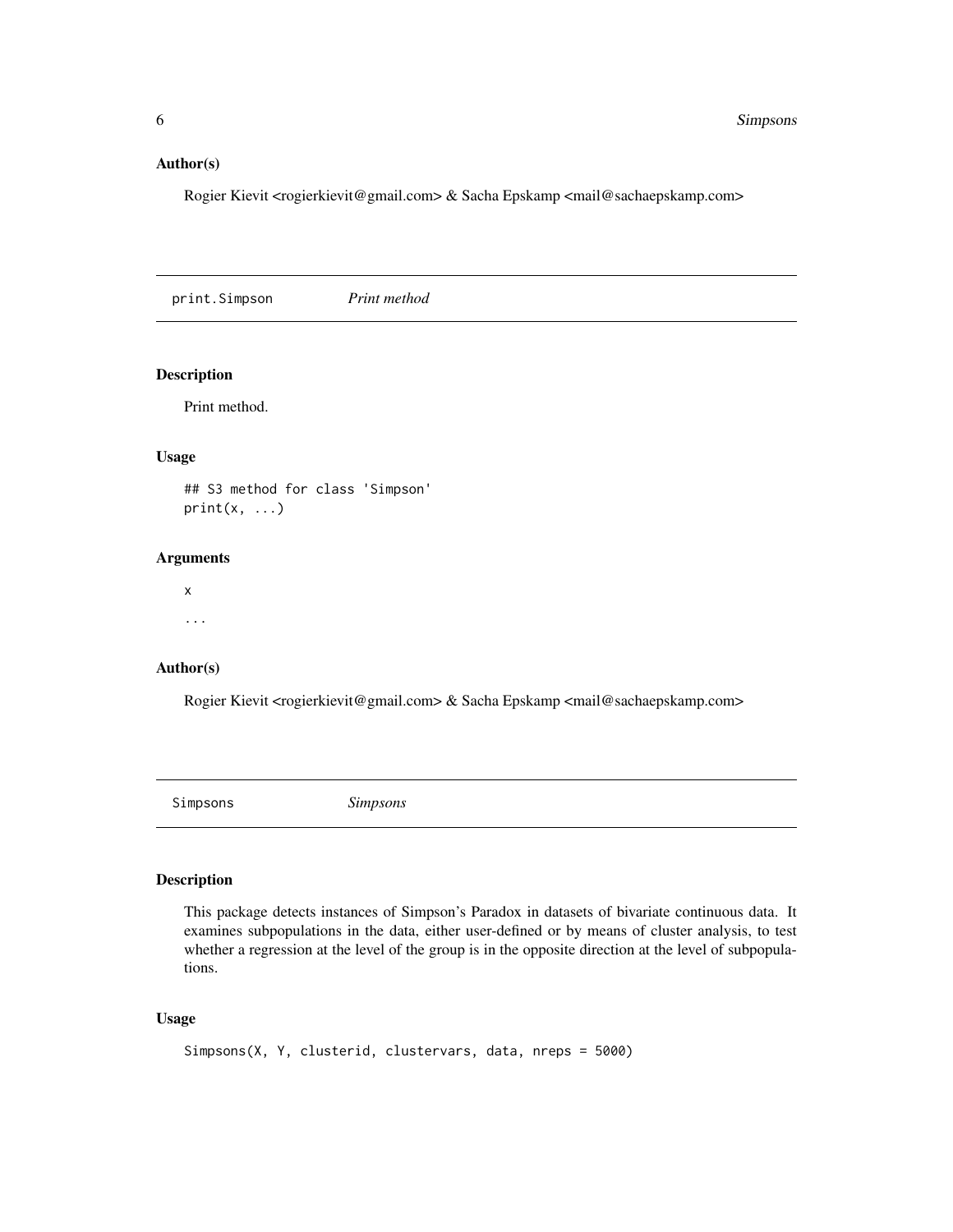### Author(s)

Rogier Kievit <rogierkievit@gmail.com> & Sacha Epskamp <mail@sachaepskamp.com>

---

## print.Simpson *Print method*

---

### Description

Print method.

### Usage

```
## S3 method for class 'Simpson'
print(x, ...)
```

### Arguments

x

...

### Author(s)

Rogier Kievit <rogierkievit@gmail.com> & Sacha Epskamp <mail@sachaepskamp.com>

---

## Simpsons *Simpsons*

---

### Description

This package detects instances of Simpson's Paradox in datasets of bivariate continuous data. It examines subpopulations in the data, either user-defined or by means of cluster analysis, to test whether a regression at the level of the group is in the opposite direction at the level of subpopulations.

### Usage

```
Simpsons(X, Y, clusterid, clustervars, data, nreps = 5000)
```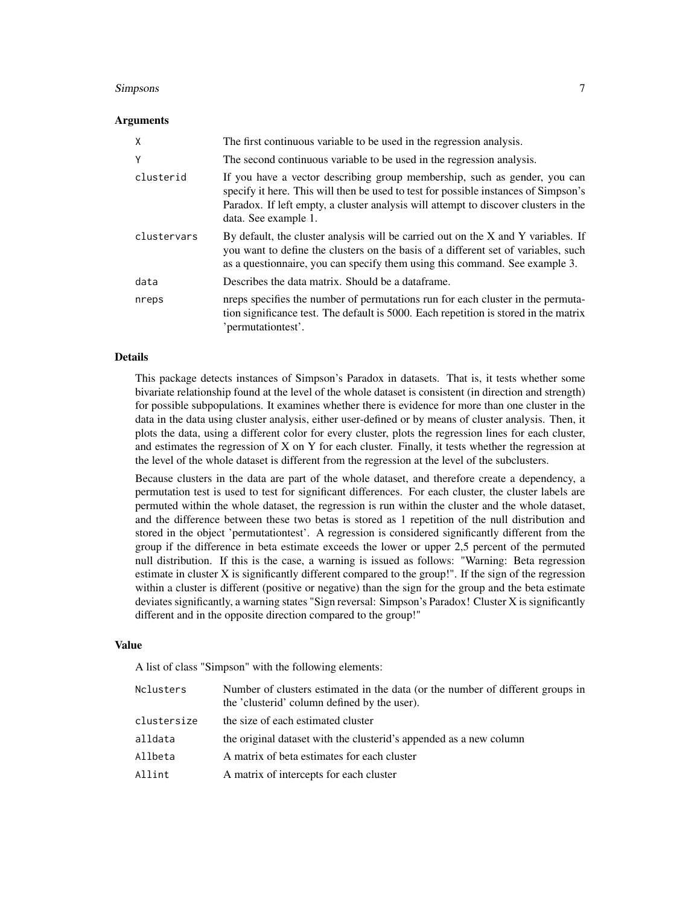### Arguments

| | |
|---|---|
| X | The first continuous variable to be used in the regression analysis. |
| Y | The second continuous variable to be used in the regression analysis. |
| clusterid | If you have a vector describing group membership, such as gender, you can specify it here. This will then be used to test for possible instances of Simpson's Paradox. If left empty, a cluster analysis will attempt to discover clusters in the data. See example 1. |
| clustervars | By default, the cluster analysis will be carried out on the X and Y variables. If you want to define the clusters on the basis of a different set of variables, such as a questionnaire, you can specify them using this command. See example 3. |
| data | Describes the data matrix. Should be a dataframe. |
| nreps | nreps specifies the number of permutations run for each cluster in the permutation significance test. The default is 5000. Each repetition is stored in the matrix 'permutationtest'. |

### Details

This package detects instances of Simpson's Paradox in datasets. That is, it tests whether some bivariate relationship found at the level of the whole dataset is consistent (in direction and strength) for possible subpopulations. It examines whether there is evidence for more than one cluster in the data in the data using cluster analysis, either user-defined or by means of cluster analysis. Then, it plots the data, using a different color for every cluster, plots the regression lines for each cluster, and estimates the regression of X on Y for each cluster. Finally, it tests whether the regression at the level of the whole dataset is different from the regression at the level of the subclusters.

Because clusters in the data are part of the whole dataset, and therefore create a dependency, a permutation test is used to test for significant differences. For each cluster, the cluster labels are permuted within the whole dataset, the regression is run within the cluster and the whole dataset, and the difference between these two betas is stored as 1 repetition of the null distribution and stored in the object 'permutationtest'. A regression is considered significantly different from the group if the difference in beta estimate exceeds the lower or upper 2,5 percent of the permuted null distribution. If this is the case, a warning is issued as follows: "Warning: Beta regression estimate in cluster X is significantly different compared to the group!". If the sign of the regression within a cluster is different (positive or negative) than the sign for the group and the beta estimate deviates significantly, a warning states "Sign reversal: Simpson's Paradox! Cluster X is significantly different and in the opposite direction compared to the group!"

### Value

A list of class "Simpson" with the following elements:

| | |
|---|---|
| Nclusters | Number of clusters estimated in the data (or the number of different groups in the 'clusterid' column defined by the user). |
| clustersize | the size of each estimated cluster |
| alldata | the original dataset with the clusterid's appended as a new column |
| Allbeta | A matrix of beta estimates for each cluster |
| Allint | A matrix of intercepts for each cluster |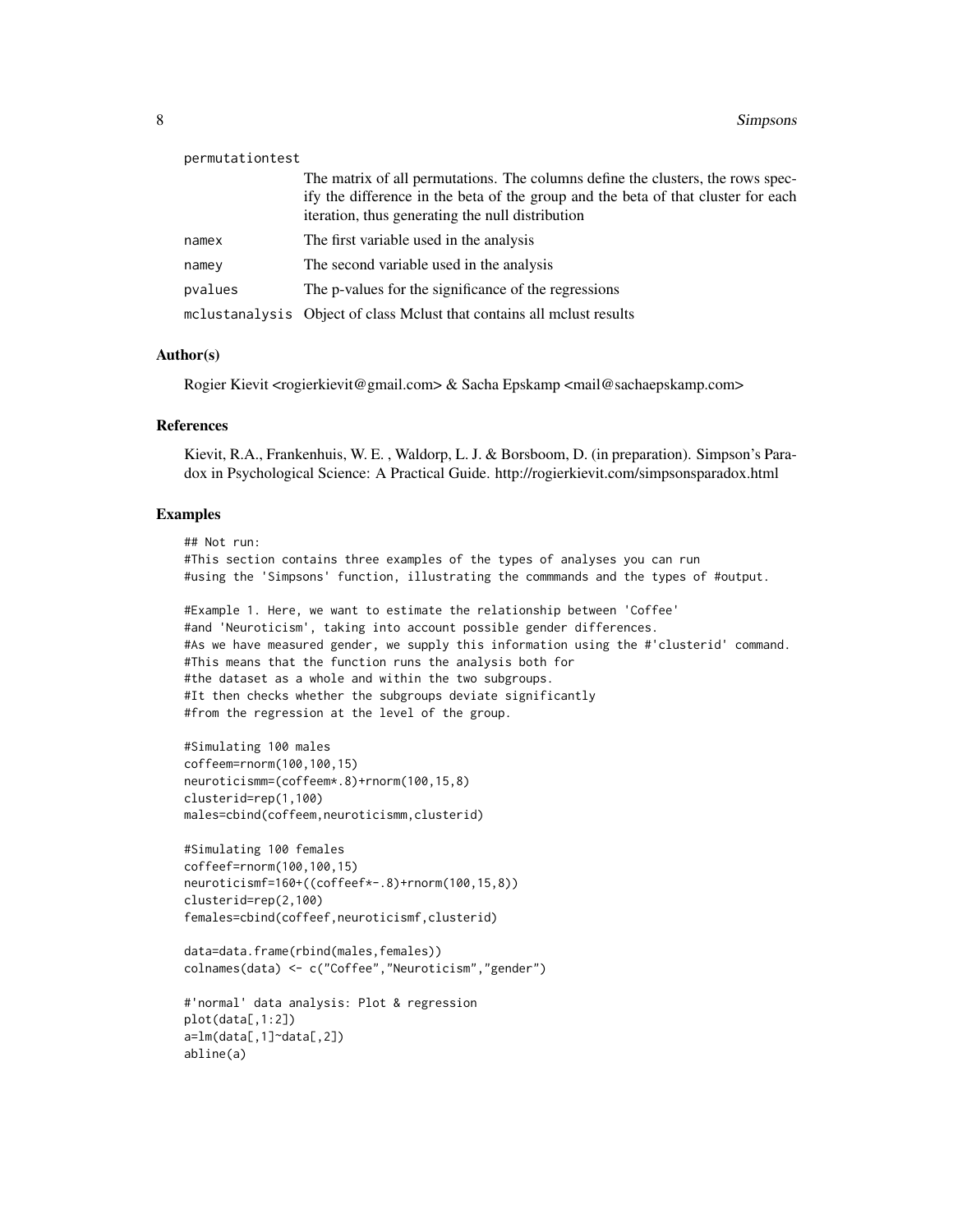| | |
|---|---|
| permutationtest | The matrix of all permutations. The columns define the clusters, the rows specify the difference in the beta of the group and the beta of that cluster for each iteration, thus generating the null distribution |
| namex | The first variable used in the analysis |
| namey | The second variable used in the analysis |
| pvalues | The p-values for the significance of the regressions |
| mclustanalysis | Object of class Mclust that contains all mclust results |

## Author(s)

Rogier Kievit <rogierkievit@gmail.com> & Sacha Epskamp <mail@sachaepskamp.com>

## References

Kievit, R.A., Frankenhuis, W. E. , Waldorp, L. J. & Borsboom, D. (in preparation). Simpson's Paradox in Psychological Science: A Practical Guide. http://rogierkievit.com/simpsonsparadox.html

## Examples

```
## Not run:
#This section contains three examples of the types of analyses you can run
#using the 'Simpsons' function, illustrating the commmands and the types of #output.

#Example 1. Here, we want to estimate the relationship between 'Coffee'
#and 'Neuroticism', taking into account possible gender differences.
#As we have measured gender, we supply this information using the #'clusterid' command.
#This means that the function runs the analysis both for
#the dataset as a whole and within the two subgroups.
#It then checks whether the subgroups deviate significantly
#from the regression at the level of the group.

#Simulating 100 males
coffeem=rnorm(100,100,15)
neuroticismm=(coffeem*.8)+rnorm(100,15,8)
clusterid=rep(1,100)
males=cbind(coffeem,neuroticismm,clusterid)

#Simulating 100 females
coffeef=rnorm(100,100,15)
neuroticismf=160+((coffeef*-.8)+rnorm(100,15,8))
clusterid=rep(2,100)
females=cbind(coffeef,neuroticismf,clusterid)

data=data.frame(rbind(males,females))
colnames(data) <- c("Coffee","Neuroticism","gender")

#'normal' data analysis: Plot & regression
plot(data[,1:2])
a=lm(data[,1]~data[,2])
abline(a)
```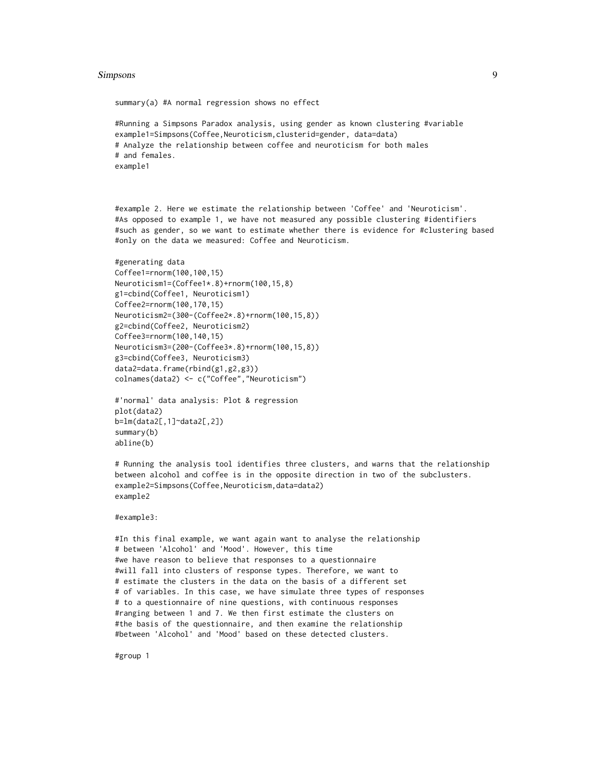```
summary(a) #A normal regression shows no effect

#Running a Simpsons Paradox analysis, using gender as known clustering #variable
example1=Simpsons(Coffee,Neuroticism,clusterid=gender, data=data)
# Analyze the relationship between coffee and neuroticism for both males
# and females.
example1



#example 2. Here we estimate the relationship between 'Coffee' and 'Neuroticism'.
#As opposed to example 1, we have not measured any possible clustering #identifiers
#such as gender, so we want to estimate whether there is evidence for #clustering based
#only on the data we measured: Coffee and Neuroticism.

#generating data
Coffee1=rnorm(100,100,15)
Neuroticism1=(Coffee1*.8)+rnorm(100,15,8)
g1=cbind(Coffee1, Neuroticism1)
Coffee2=rnorm(100,170,15)
Neuroticism2=(300-(Coffee2*.8)+rnorm(100,15,8))
g2=cbind(Coffee2, Neuroticism2)
Coffee3=rnorm(100,140,15)
Neuroticism3=(200-(Coffee3*.8)+rnorm(100,15,8))
g3=cbind(Coffee3, Neuroticism3)
data2=data.frame(rbind(g1,g2,g3))
colnames(data2) <- c("Coffee","Neuroticism")

#'normal' data analysis: Plot & regression
plot(data2)
b=lm(data2[,1]~data2[,2])
summary(b)
abline(b)

# Running the analysis tool identifies three clusters, and warns that the relationship
between alcohol and coffee is in the opposite direction in two of the subclusters.
example2=Simpsons(Coffee,Neuroticism,data=data2)
example2

#example3:

#In this final example, we want again want to analyse the relationship
# between 'Alcohol' and 'Mood'. However, this time
#we have reason to believe that responses to a questionnaire
#will fall into clusters of response types. Therefore, we want to
# estimate the clusters in the data on the basis of a different set
# of variables. In this case, we have simulate three types of responses
# to a questionnaire of nine questions, with continuous responses
#ranging between 1 and 7. We then first estimate the clusters on
#the basis of the questionnaire, and then examine the relationship
#between 'Alcohol' and 'Mood' based on these detected clusters.

#group 1
```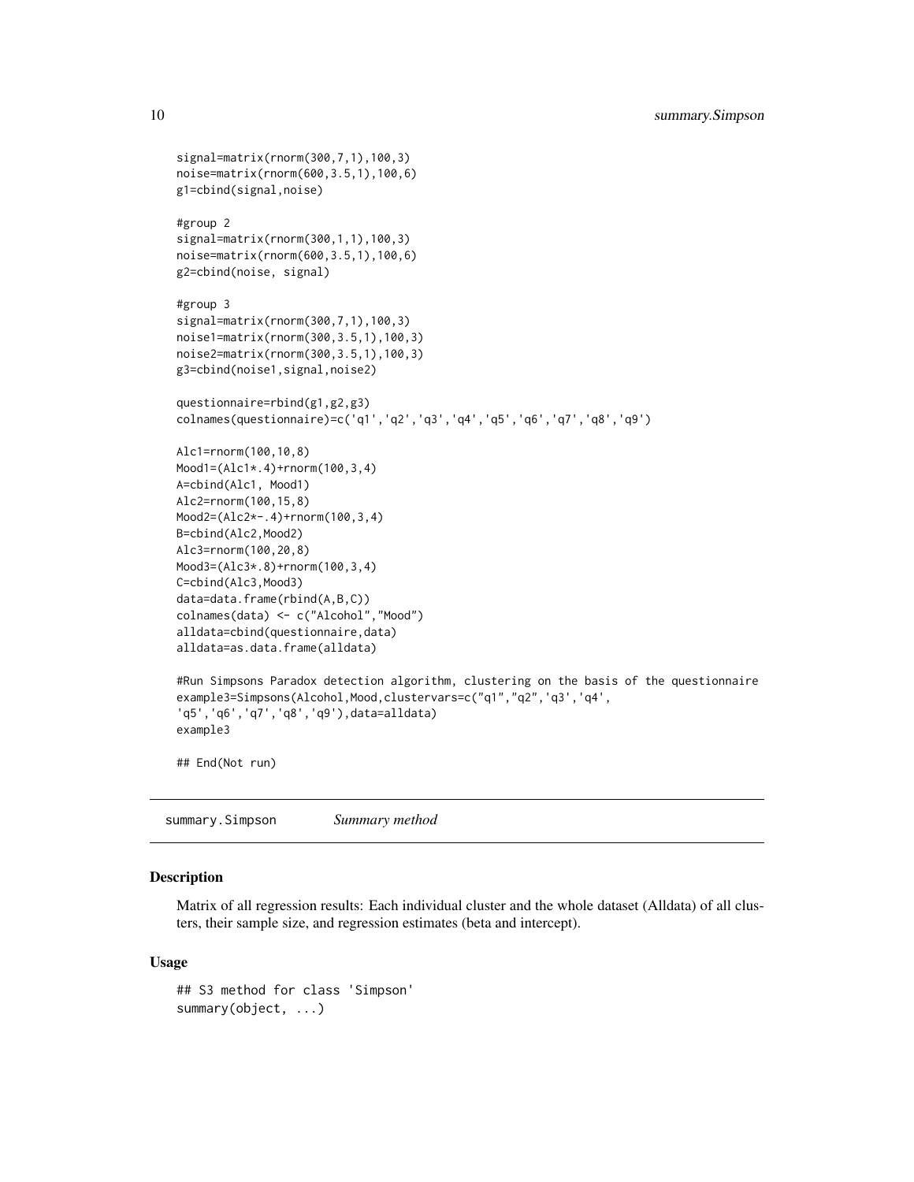```
signal=matrix(rnorm(300,7,1),100,3)
noise=matrix(rnorm(600,3.5,1),100,6)
g1=cbind(signal,noise)

#group 2
signal=matrix(rnorm(300,1,1),100,3)
noise=matrix(rnorm(600,3.5,1),100,6)
g2=cbind(noise, signal)

#group 3
signal=matrix(rnorm(300,7,1),100,3)
noise1=matrix(rnorm(300,3.5,1),100,3)
noise2=matrix(rnorm(300,3.5,1),100,3)
g3=cbind(noise1,signal,noise2)

questionnaire=rbind(g1,g2,g3)
colnames(questionnaire)=c('q1','q2','q3','q4','q5','q6','q7','q8','q9')

Alc1=rnorm(100,10,8)
Mood1=(Alc1*.4)+rnorm(100,3,4)
A=cbind(Alc1, Mood1)
Alc2=rnorm(100,15,8)
Mood2=(Alc2*-.4)+rnorm(100,3,4)
B=cbind(Alc2,Mood2)
Alc3=rnorm(100,20,8)
Mood3=(Alc3*.8)+rnorm(100,3,4)
C=cbind(Alc3,Mood3)
data=data.frame(rbind(A,B,C))
colnames(data) <- c("Alcohol","Mood")
alldata=cbind(questionnaire,data)
alldata=as.data.frame(alldata)

#Run Simpsons Paradox detection algorithm, clustering on the basis of the questionnaire
example3=Simpsons(Alcohol,Mood,clustervars=c("q1","q2",'q3','q4',
'q5','q6','q7','q8','q9'),data=alldata)
example3

## End(Not run)
```

## summary.Simpson *Summary method*

### Description

Matrix of all regression results: Each individual cluster and the whole dataset (Alldata) of all clusters, their sample size, and regression estimates (beta and intercept).

### Usage

```
## S3 method for class 'Simpson'
summary(object, ...)
```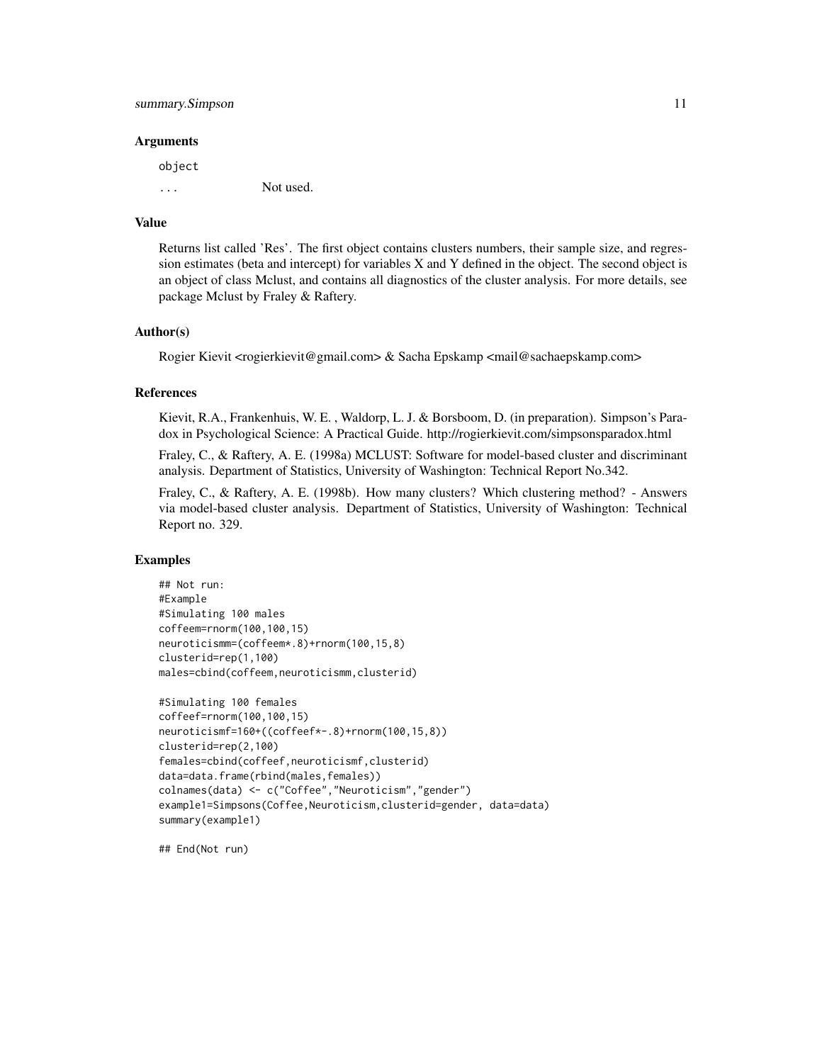### Arguments

object

... Not used.

### Value

Returns list called 'Res'. The first object contains clusters numbers, their sample size, and regression estimates (beta and intercept) for variables X and Y defined in the object. The second object is an object of class Mclust, and contains all diagnostics of the cluster analysis. For more details, see package Mclust by Fraley & Raftery.

### Author(s)

Rogier Kievit <rogierkievit@gmail.com> & Sacha Epskamp <mail@sachaepskamp.com>

### References

Kievit, R.A., Frankenhuis, W. E. , Waldorp, L. J. & Borsboom, D. (in preparation). Simpson's Paradox in Psychological Science: A Practical Guide. http://rogierkievit.com/simpsonsparadox.html

Fraley, C., & Raftery, A. E. (1998a) MCLUST: Software for model-based cluster and discriminant analysis. Department of Statistics, University of Washington: Technical Report No.342.

Fraley, C., & Raftery, A. E. (1998b). How many clusters? Which clustering method? - Answers via model-based cluster analysis. Department of Statistics, University of Washington: Technical Report no. 329.

### Examples

```
## Not run:
#Example
#Simulating 100 males
coffeem=rnorm(100,100,15)
neuroticismm=(coffeem*.8)+rnorm(100,15,8)
clusterid=rep(1,100)
males=cbind(coffeem,neuroticismm,clusterid)

#Simulating 100 females
coffeef=rnorm(100,100,15)
neuroticismf=160+((coffeef*-.8)+rnorm(100,15,8))
clusterid=rep(2,100)
females=cbind(coffeef,neuroticismf,clusterid)
data=data.frame(rbind(males,females))
colnames(data) <- c("Coffee","Neuroticism","gender")
example1=Simpsons(Coffee,Neuroticism,clusterid=gender, data=data)
summary(example1)

## End(Not run)
```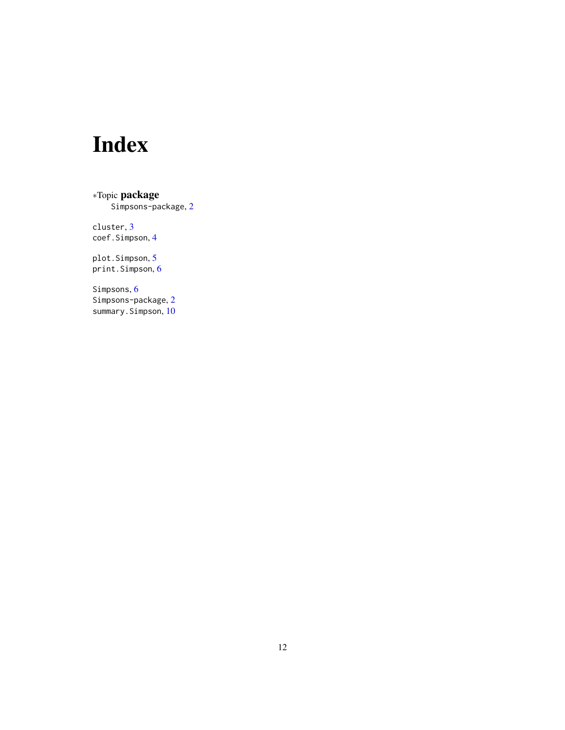# Index

*Topic **package**

    Simpsons-package, 2

cluster, 3
coef.Simpson, 4

plot.Simpson, 5
print.Simpson, 6

Simpsons, 6
Simpsons-package, 2
summary.Simpson, 10